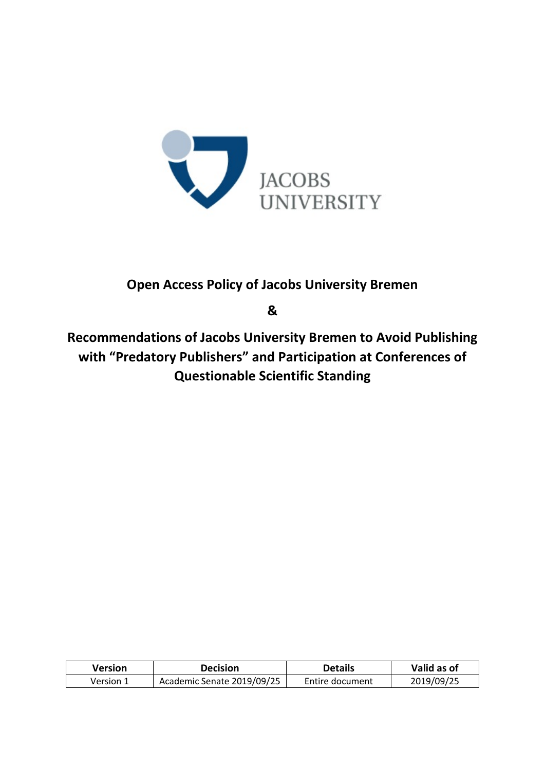JACOBS UNIVERSITY

# Open Access Policy of Jacobs University Bremen

**&**

# Recommendations of Jacobs University Bremen to Avoid Publishing with "Predatory Publishers" and Participation at Conferences of Questionable Scientific Standing

| Version | Decision | Details | Valid as of |
|---|---|---|---|
| Version 1 | Academic Senate 2019/09/25 | Entire document | 2019/09/25 |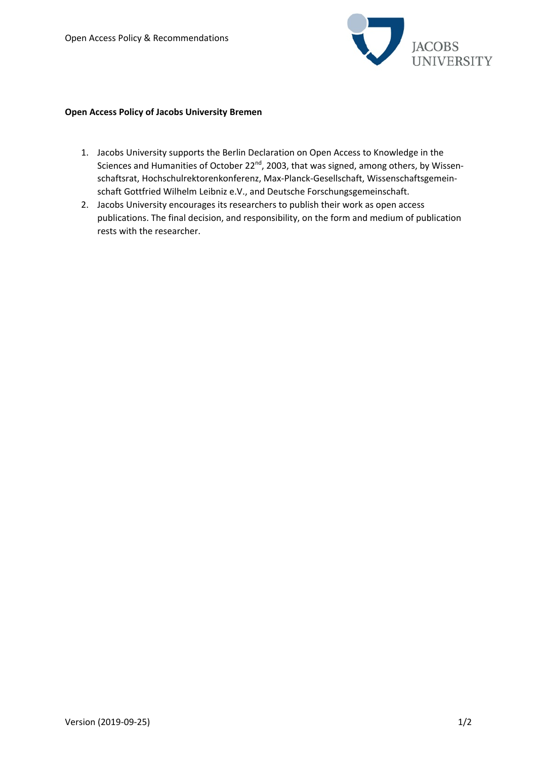**Open Access Policy of Jacobs University Bremen**

1. Jacobs University supports the Berlin Declaration on Open Access to Knowledge in the Sciences and Humanities of October 22nd, 2003, that was signed, among others, by Wissenschaftsrat, Hochschulrektorenkonferenz, Max-Planck-Gesellschaft, Wissenschaftsgemeinschaft Gottfried Wilhelm Leibniz e.V., and Deutsche Forschungsgemeinschaft.
2. Jacobs University encourages its researchers to publish their work as open access publications. The final decision, and responsibility, on the form and medium of publication rests with the researcher.

Version (2019-09-25)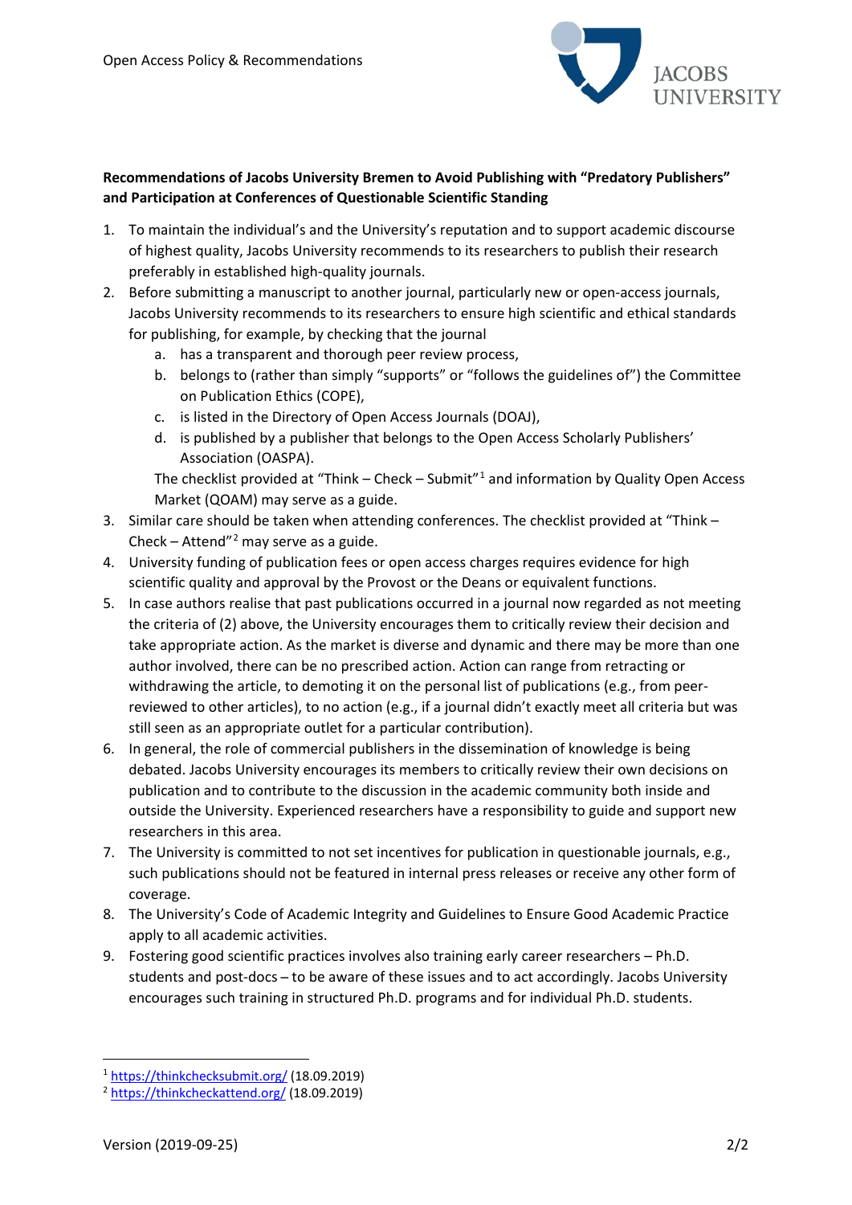**Recommendations of Jacobs University Bremen to Avoid Publishing with "Predatory Publishers" and Participation at Conferences of Questionable Scientific Standing**

1. To maintain the individual's and the University's reputation and to support academic discourse of highest quality, Jacobs University recommends to its researchers to publish their research preferably in established high-quality journals.
2. Before submitting a manuscript to another journal, particularly new or open-access journals, Jacobs University recommends to its researchers to ensure high scientific and ethical standards for publishing, for example, by checking that the journal
   a. has a transparent and thorough peer review process,
   b. belongs to (rather than simply "supports" or "follows the guidelines of") the Committee on Publication Ethics (COPE),
   c. is listed in the Directory of Open Access Journals (DOAJ),
   d. is published by a publisher that belongs to the Open Access Scholarly Publishers' Association (OASPA).

   The checklist provided at "Think – Check – Submit"[1] and information by Quality Open Access Market (QOAM) may serve as a guide.
3. Similar care should be taken when attending conferences. The checklist provided at "Think – Check – Attend"[2] may serve as a guide.
4. University funding of publication fees or open access charges requires evidence for high scientific quality and approval by the Provost or the Deans or equivalent functions.
5. In case authors realise that past publications occurred in a journal now regarded as not meeting the criteria of (2) above, the University encourages them to critically review their decision and take appropriate action. As the market is diverse and dynamic and there may be more than one author involved, there can be no prescribed action. Action can range from retracting or withdrawing the article, to demoting it on the personal list of publications (e.g., from peer-reviewed to other articles), to no action (e.g., if a journal didn't exactly meet all criteria but was still seen as an appropriate outlet for a particular contribution).
6. In general, the role of commercial publishers in the dissemination of knowledge is being debated. Jacobs University encourages its members to critically review their own decisions on publication and to contribute to the discussion in the academic community both inside and outside the University. Experienced researchers have a responsibility to guide and support new researchers in this area.
7. The University is committed to not set incentives for publication in questionable journals, e.g., such publications should not be featured in internal press releases or receive any other form of coverage.
8. The University's Code of Academic Integrity and Guidelines to Ensure Good Academic Practice apply to all academic activities.
9. Fostering good scientific practices involves also training early career researchers – Ph.D. students and post-docs – to be aware of these issues and to act accordingly. Jacobs University encourages such training in structured Ph.D. programs and for individual Ph.D. students.

---

[1] https://thinkchecksubmit.org/ (18.09.2019)

[2] https://thinkcheckattend.org/ (18.09.2019)

Version (2019-09-25)